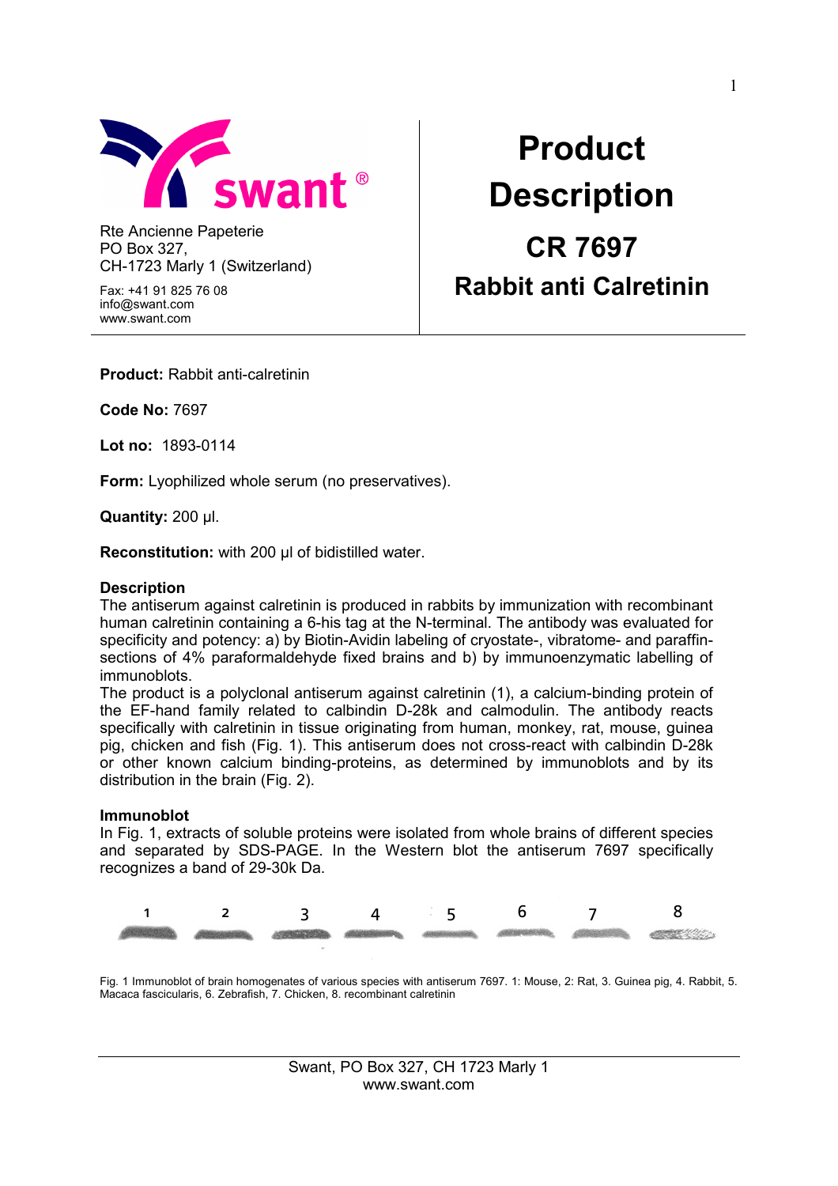Rte Ancienne Papeterie
PO Box 327,
CH-1723 Marly 1 (Switzerland)

Fax: +41 91 825 76 08
info@swant.com
www.swant.com

# Product Description

## CR 7697

## Rabbit anti Calretinin

**Product:** Rabbit anti-calretinin

**Code No:** 7697

**Lot no:** 1893-0114

**Form:** Lyophilized whole serum (no preservatives).

**Quantity:** 200 µl.

**Reconstitution:** with 200 µl of bidistilled water.

### Description

The antiserum against calretinin is produced in rabbits by immunization with recombinant human calretinin containing a 6-his tag at the N-terminal. The antibody was evaluated for specificity and potency: a) by Biotin-Avidin labeling of cryostate-, vibratome- and paraffin-sections of 4% paraformaldehyde fixed brains and b) by immunoenzymatic labelling of immunoblots.

The product is a polyclonal antiserum against calretinin (1), a calcium-binding protein of the EF-hand family related to calbindin D-28k and calmodulin. The antibody reacts specifically with calretinin in tissue originating from human, monkey, rat, mouse, guinea pig, chicken and fish (Fig. 1). This antiserum does not cross-react with calbindin D-28k or other known calcium binding-proteins, as determined by immunoblots and by its distribution in the brain (Fig. 2).

### Immunoblot

In Fig. 1, extracts of soluble proteins were isolated from whole brains of different species and separated by SDS-PAGE. In the Western blot the antiserum 7697 specifically recognizes a band of 29-30k Da.

1 2 3 4 5 6 7 8

Fig. 1 Immunoblot of brain homogenates of various species with antiserum 7697. 1: Mouse, 2: Rat, 3. Guinea pig, 4. Rabbit, 5. Macaca fascicularis, 6. Zebrafish, 7. Chicken, 8. recombinant calretinin

Swant, PO Box 327, CH 1723 Marly 1
www.swant.com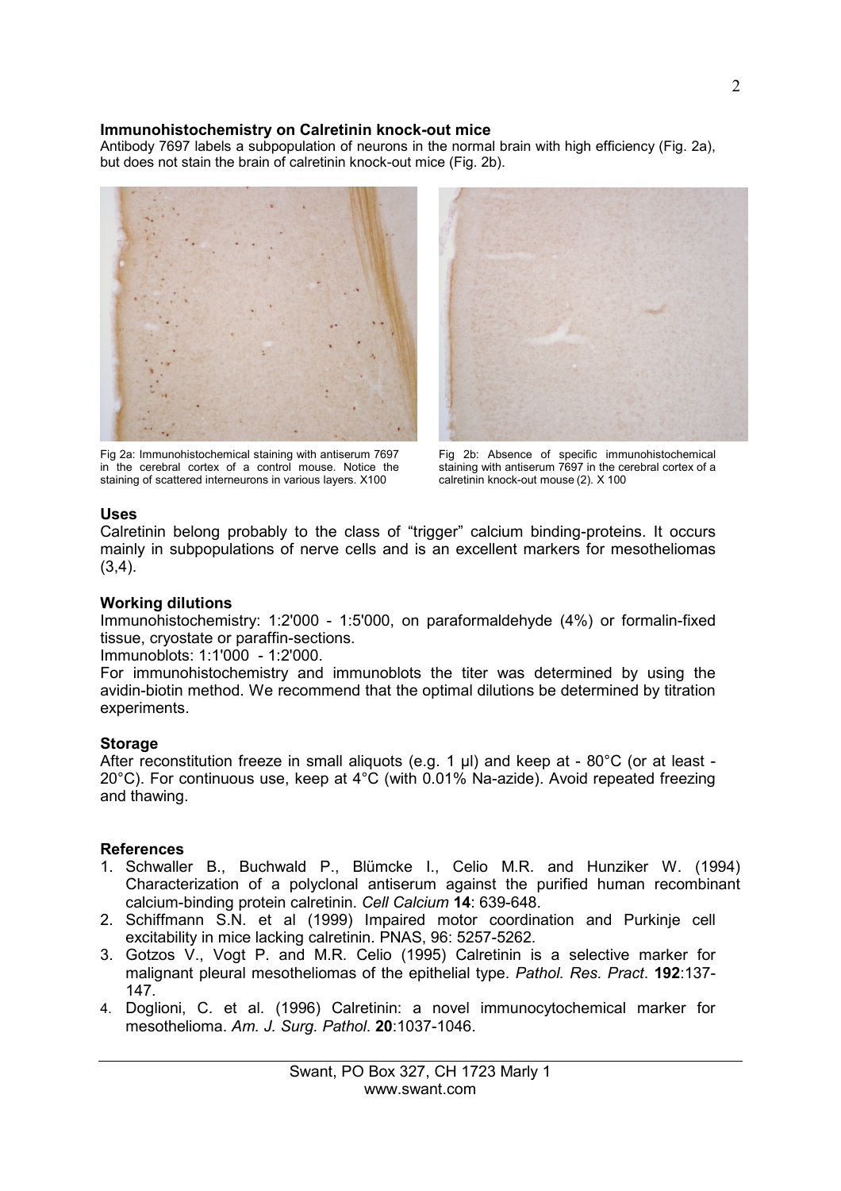### Immunohistochemistry on Calretinin knock-out mice

Antibody 7697 labels a subpopulation of neurons in the normal brain with high efficiency (Fig. 2a), but does not stain the brain of calretinin knock-out mice (Fig. 2b).

Fig 2a: Immunohistochemical staining with antiserum 7697 in the cerebral cortex of a control mouse. Notice the staining of scattered interneurons in various layers. X100

Fig 2b: Absence of specific immunohistochemical staining with antiserum 7697 in the cerebral cortex of a calretinin knock-out mouse (2). X 100

### Uses

Calretinin belong probably to the class of "trigger" calcium binding-proteins. It occurs mainly in subpopulations of nerve cells and is an excellent markers for mesotheliomas (3,4).

### Working dilutions

Immunohistochemistry: 1:2'000 - 1:5'000, on paraformaldehyde (4%) or formalin-fixed tissue, cryostate or paraffin-sections.

Immunoblots: 1:1'000 - 1:2'000.

For immunohistochemistry and immunoblots the titer was determined by using the avidin-biotin method. We recommend that the optimal dilutions be determined by titration experiments.

### Storage

After reconstitution freeze in small aliquots (e.g. 1 µl) and keep at - 80°C (or at least - 20°C). For continuous use, keep at 4°C (with 0.01% Na-azide). Avoid repeated freezing and thawing.

### References

1. Schwaller B., Buchwald P., Blümcke I., Celio M.R. and Hunziker W. (1994) Characterization of a polyclonal antiserum against the purified human recombinant calcium-binding protein calretinin. *Cell Calcium* **14**: 639-648.
2. Schiffmann S.N. et al (1999) Impaired motor coordination and Purkinje cell excitability in mice lacking calretinin. PNAS, 96: 5257-5262.
3. Gotzos V., Vogt P. and M.R. Celio (1995) Calretinin is a selective marker for malignant pleural mesotheliomas of the epithelial type. *Pathol. Res. Pract*. **192**:137-147.
4. Doglioni, C. et al. (1996) Calretinin: a novel immunocytochemical marker for mesothelioma. *Am. J. Surg. Pathol*. **20**:1037-1046.

Swant, PO Box 327, CH 1723 Marly 1
www.swant.com